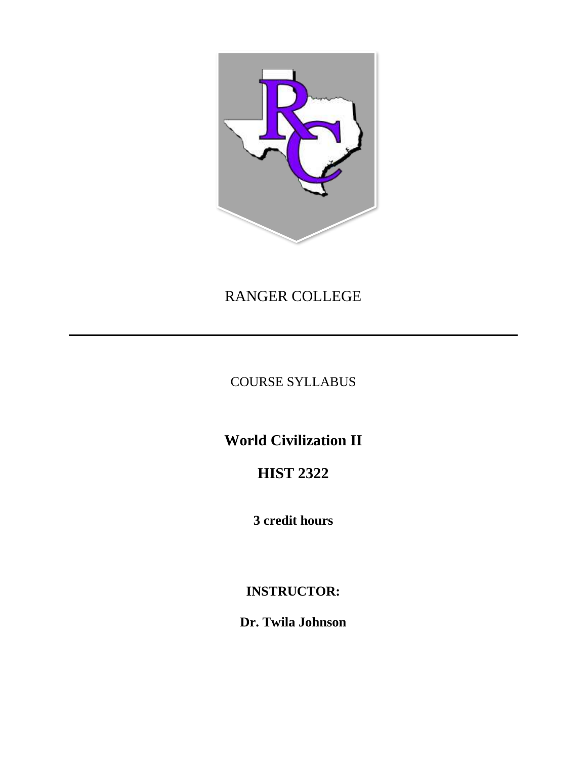RANGER COLLEGE

---

COURSE SYLLABUS

# World Civilization II

## HIST 2322

**3 credit hours**

**INSTRUCTOR:**

**Dr. Twila Johnson**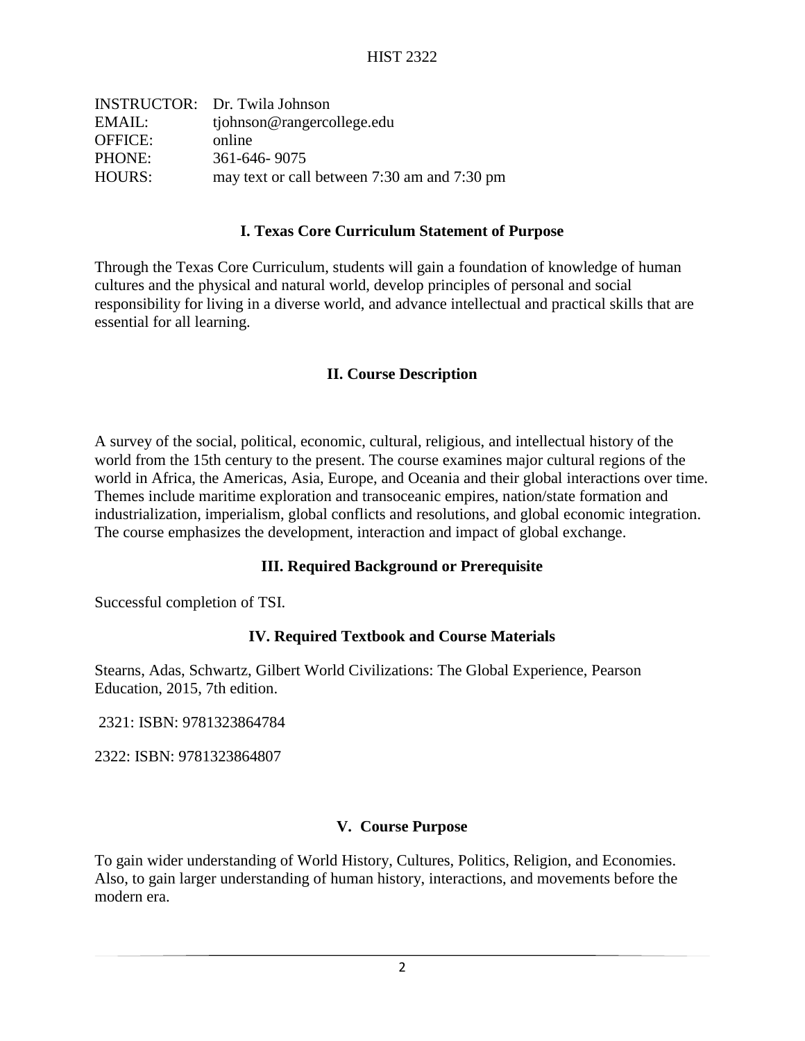HIST 2322

| | |
|---|---|
| INSTRUCTOR: | Dr. Twila Johnson |
| EMAIL: | tjohnson@rangercollege.edu |
| OFFICE: | online |
| PHONE: | 361-646- 9075 |
| HOURS: | may text or call between 7:30 am and 7:30 pm |

## I. Texas Core Curriculum Statement of Purpose

Through the Texas Core Curriculum, students will gain a foundation of knowledge of human cultures and the physical and natural world, develop principles of personal and social responsibility for living in a diverse world, and advance intellectual and practical skills that are essential for all learning.

## II. Course Description

A survey of the social, political, economic, cultural, religious, and intellectual history of the world from the 15th century to the present. The course examines major cultural regions of the world in Africa, the Americas, Asia, Europe, and Oceania and their global interactions over time. Themes include maritime exploration and transoceanic empires, nation/state formation and industrialization, imperialism, global conflicts and resolutions, and global economic integration. The course emphasizes the development, interaction and impact of global exchange.

## III. Required Background or Prerequisite

Successful completion of TSI.

## IV. Required Textbook and Course Materials

Stearns, Adas, Schwartz, Gilbert World Civilizations: The Global Experience, Pearson Education, 2015, 7th edition.

2321: ISBN: 9781323864784

2322: ISBN: 9781323864807

## V. Course Purpose

To gain wider understanding of World History, Cultures, Politics, Religion, and Economies. Also, to gain larger understanding of human history, interactions, and movements before the modern era.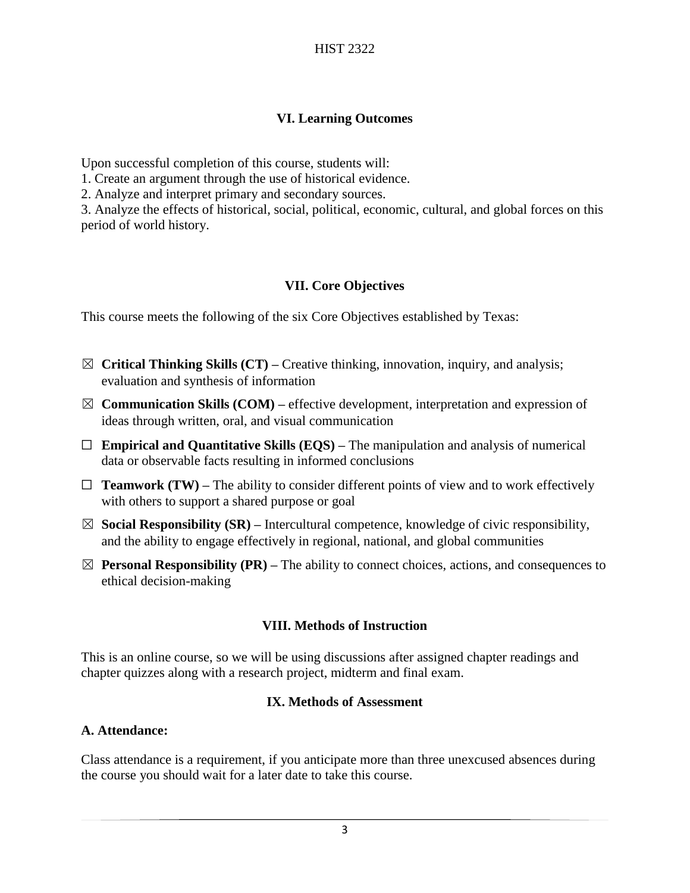## VI. Learning Outcomes

Upon successful completion of this course, students will:

1. Create an argument through the use of historical evidence.
2. Analyze and interpret primary and secondary sources.
3. Analyze the effects of historical, social, political, economic, cultural, and global forces on this period of world history.

## VII. Core Objectives

This course meets the following of the six Core Objectives established by Texas:

- ☒ **Critical Thinking Skills (CT) –** Creative thinking, innovation, inquiry, and analysis; evaluation and synthesis of information
- ☒ **Communication Skills (COM) –** effective development, interpretation and expression of ideas through written, oral, and visual communication
- ☐ **Empirical and Quantitative Skills (EQS) –** The manipulation and analysis of numerical data or observable facts resulting in informed conclusions
- ☐ **Teamwork (TW) –** The ability to consider different points of view and to work effectively with others to support a shared purpose or goal
- ☒ **Social Responsibility (SR) –** Intercultural competence, knowledge of civic responsibility, and the ability to engage effectively in regional, national, and global communities
- ☒ **Personal Responsibility (PR) –** The ability to connect choices, actions, and consequences to ethical decision-making

## VIII. Methods of Instruction

This is an online course, so we will be using discussions after assigned chapter readings and chapter quizzes along with a research project, midterm and final exam.

## IX. Methods of Assessment

**A. Attendance:**

Class attendance is a requirement, if you anticipate more than three unexcused absences during the course you should wait for a later date to take this course.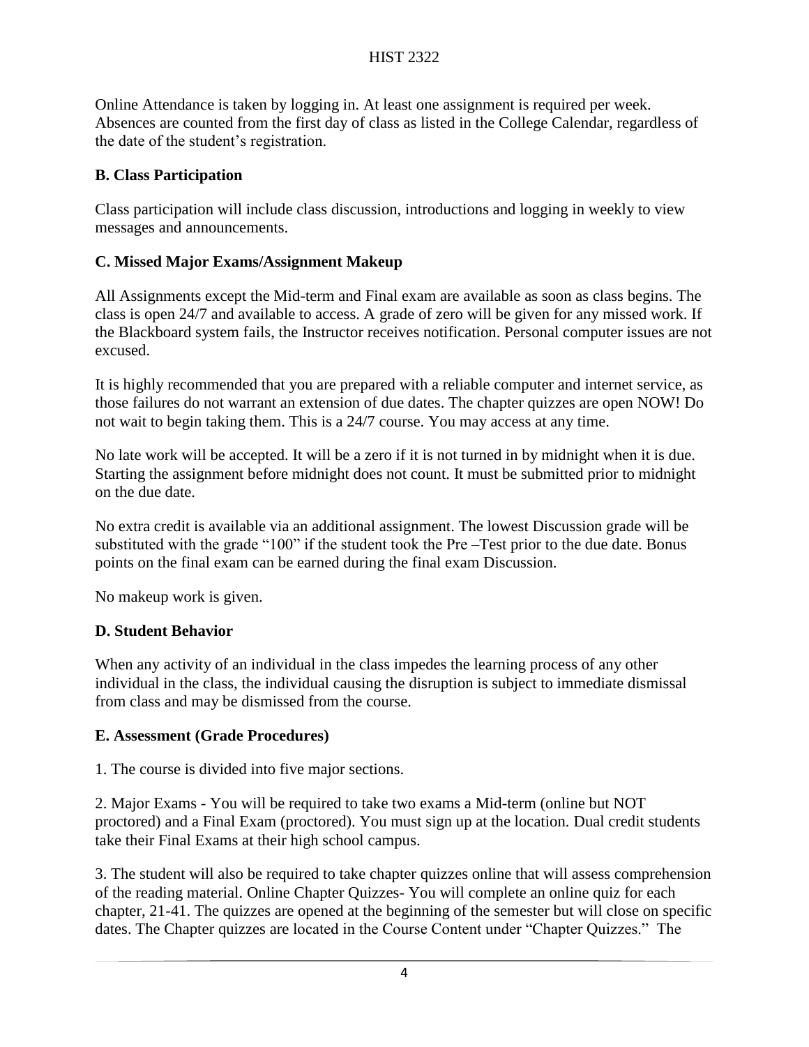Online Attendance is taken by logging in. At least one assignment is required per week. Absences are counted from the first day of class as listed in the College Calendar, regardless of the date of the student's registration.

### B. Class Participation

Class participation will include class discussion, introductions and logging in weekly to view messages and announcements.

### C. Missed Major Exams/Assignment Makeup

All Assignments except the Mid-term and Final exam are available as soon as class begins. The class is open 24/7 and available to access. A grade of zero will be given for any missed work. If the Blackboard system fails, the Instructor receives notification. Personal computer issues are not excused.

It is highly recommended that you are prepared with a reliable computer and internet service, as those failures do not warrant an extension of due dates. The chapter quizzes are open NOW! Do not wait to begin taking them. This is a 24/7 course. You may access at any time.

No late work will be accepted. It will be a zero if it is not turned in by midnight when it is due. Starting the assignment before midnight does not count. It must be submitted prior to midnight on the due date.

No extra credit is available via an additional assignment. The lowest Discussion grade will be substituted with the grade "100" if the student took the Pre –Test prior to the due date. Bonus points on the final exam can be earned during the final exam Discussion.

No makeup work is given.

### D. Student Behavior

When any activity of an individual in the class impedes the learning process of any other individual in the class, the individual causing the disruption is subject to immediate dismissal from class and may be dismissed from the course.

### E. Assessment (Grade Procedures)

1. The course is divided into five major sections.

2. Major Exams - You will be required to take two exams a Mid-term (online but NOT proctored) and a Final Exam (proctored). You must sign up at the location. Dual credit students take their Final Exams at their high school campus.

3. The student will also be required to take chapter quizzes online that will assess comprehension of the reading material. Online Chapter Quizzes- You will complete an online quiz for each chapter, 21-41. The quizzes are opened at the beginning of the semester but will close on specific dates. The Chapter quizzes are located in the Course Content under "Chapter Quizzes." The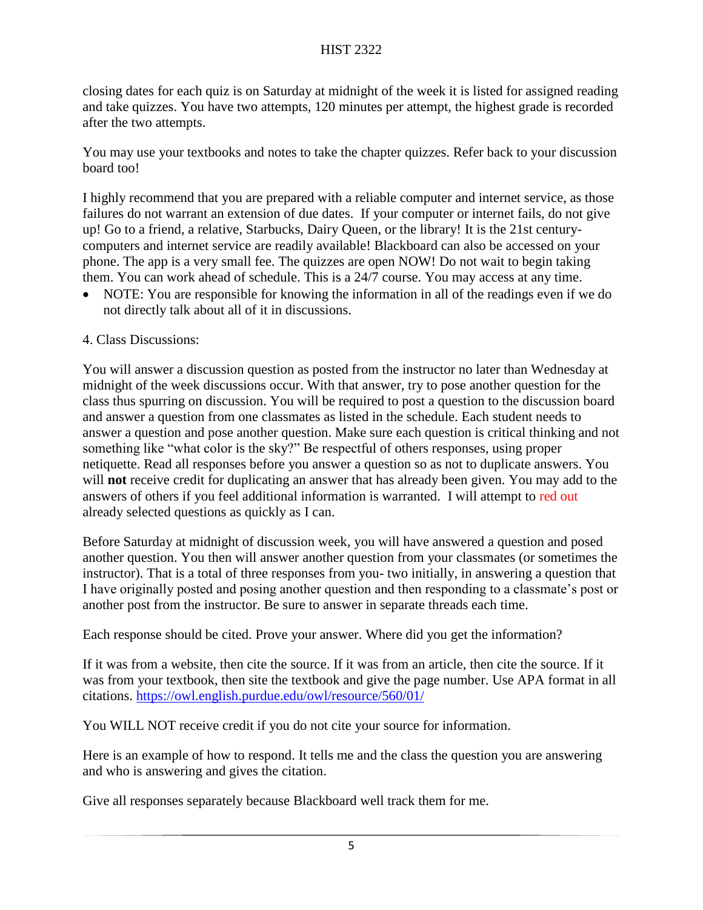closing dates for each quiz is on Saturday at midnight of the week it is listed for assigned reading and take quizzes. You have two attempts, 120 minutes per attempt, the highest grade is recorded after the two attempts.

You may use your textbooks and notes to take the chapter quizzes. Refer back to your discussion board too!

I highly recommend that you are prepared with a reliable computer and internet service, as those failures do not warrant an extension of due dates. If your computer or internet fails, do not give up! Go to a friend, a relative, Starbucks, Dairy Queen, or the library! It is the 21st century- computers and internet service are readily available! Blackboard can also be accessed on your phone. The app is a very small fee. The quizzes are open NOW! Do not wait to begin taking them. You can work ahead of schedule. This is a 24/7 course. You may access at any time.

- NOTE: You are responsible for knowing the information in all of the readings even if we do not directly talk about all of it in discussions.

4. Class Discussions:

You will answer a discussion question as posted from the instructor no later than Wednesday at midnight of the week discussions occur. With that answer, try to pose another question for the class thus spurring on discussion. You will be required to post a question to the discussion board and answer a question from one classmates as listed in the schedule. Each student needs to answer a question and pose another question. Make sure each question is critical thinking and not something like "what color is the sky?" Be respectful of others responses, using proper netiquette. Read all responses before you answer a question so as not to duplicate answers. You will **not** receive credit for duplicating an answer that has already been given. You may add to the answers of others if you feel additional information is warranted. I will attempt to red out already selected questions as quickly as I can.

Before Saturday at midnight of discussion week, you will have answered a question and posed another question. You then will answer another question from your classmates (or sometimes the instructor). That is a total of three responses from you- two initially, in answering a question that I have originally posted and posing another question and then responding to a classmate's post or another post from the instructor. Be sure to answer in separate threads each time.

Each response should be cited. Prove your answer. Where did you get the information?

If it was from a website, then cite the source. If it was from an article, then cite the source. If it was from your textbook, then site the textbook and give the page number. Use APA format in all citations. https://owl.english.purdue.edu/owl/resource/560/01/

You WILL NOT receive credit if you do not cite your source for information.

Here is an example of how to respond. It tells me and the class the question you are answering and who is answering and gives the citation.

Give all responses separately because Blackboard well track them for me.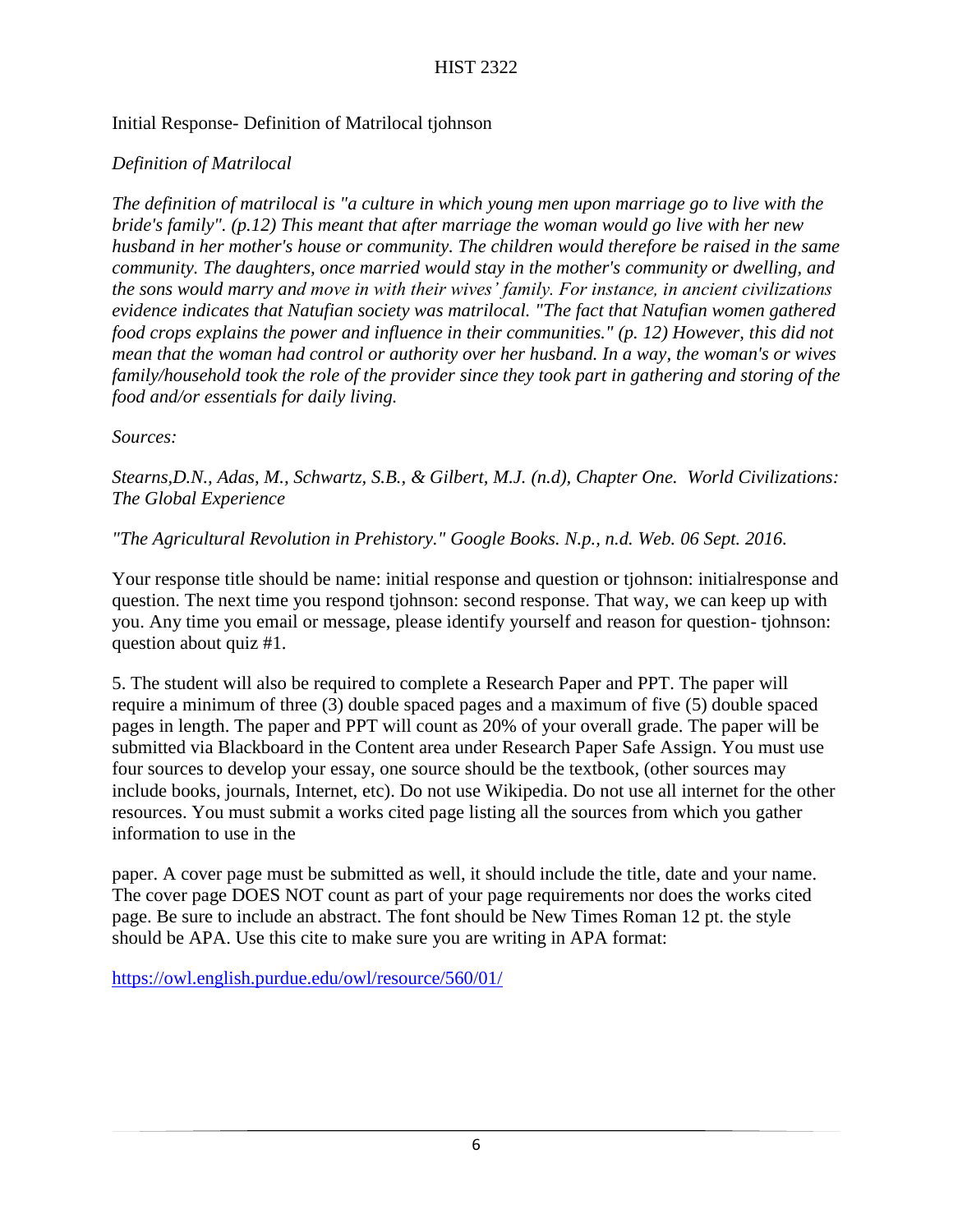Initial Response- Definition of Matrilocal tjohnson

*Definition of Matrilocal*

*The definition of matrilocal is "a culture in which young men upon marriage go to live with the bride's family". (p.12) This meant that after marriage the woman would go live with her new husband in her mother's house or community. The children would therefore be raised in the same community. The daughters, once married would stay in the mother's community or dwelling, and the sons would marry and move in with their wives' family. For instance, in ancient civilizations evidence indicates that Natufian society was matrilocal. "The fact that Natufian women gathered food crops explains the power and influence in their communities." (p. 12) However, this did not mean that the woman had control or authority over her husband. In a way, the woman's or wives family/household took the role of the provider since they took part in gathering and storing of the food and/or essentials for daily living.*

*Sources:*

*Stearns,D.N., Adas, M., Schwartz, S.B., & Gilbert, M.J. (n.d), Chapter One. World Civilizations: The Global Experience*

*"The Agricultural Revolution in Prehistory." Google Books. N.p., n.d. Web. 06 Sept. 2016.*

Your response title should be name: initial response and question or tjohnson: initialresponse and question. The next time you respond tjohnson: second response. That way, we can keep up with you. Any time you email or message, please identify yourself and reason for question- tjohnson: question about quiz #1.

5. The student will also be required to complete a Research Paper and PPT. The paper will require a minimum of three (3) double spaced pages and a maximum of five (5) double spaced pages in length. The paper and PPT will count as 20% of your overall grade. The paper will be submitted via Blackboard in the Content area under Research Paper Safe Assign. You must use four sources to develop your essay, one source should be the textbook, (other sources may include books, journals, Internet, etc). Do not use Wikipedia. Do not use all internet for the other resources. You must submit a works cited page listing all the sources from which you gather information to use in the

paper. A cover page must be submitted as well, it should include the title, date and your name. The cover page DOES NOT count as part of your page requirements nor does the works cited page. Be sure to include an abstract. The font should be New Times Roman 12 pt. the style should be APA. Use this cite to make sure you are writing in APA format:

https://owl.english.purdue.edu/owl/resource/560/01/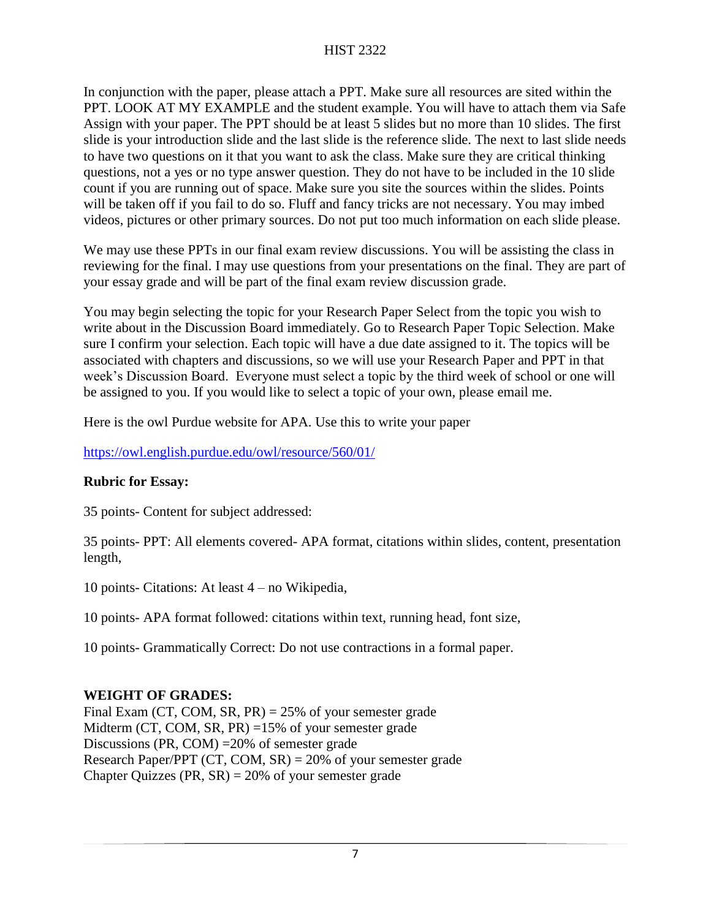In conjunction with the paper, please attach a PPT. Make sure all resources are sited within the PPT. LOOK AT MY EXAMPLE and the student example. You will have to attach them via Safe Assign with your paper. The PPT should be at least 5 slides but no more than 10 slides. The first slide is your introduction slide and the last slide is the reference slide. The next to last slide needs to have two questions on it that you want to ask the class. Make sure they are critical thinking questions, not a yes or no type answer question. They do not have to be included in the 10 slide count if you are running out of space. Make sure you site the sources within the slides. Points will be taken off if you fail to do so. Fluff and fancy tricks are not necessary. You may imbed videos, pictures or other primary sources. Do not put too much information on each slide please.

We may use these PPTs in our final exam review discussions. You will be assisting the class in reviewing for the final. I may use questions from your presentations on the final. They are part of your essay grade and will be part of the final exam review discussion grade.

You may begin selecting the topic for your Research Paper Select from the topic you wish to write about in the Discussion Board immediately. Go to Research Paper Topic Selection. Make sure I confirm your selection. Each topic will have a due date assigned to it. The topics will be associated with chapters and discussions, so we will use your Research Paper and PPT in that week's Discussion Board. Everyone must select a topic by the third week of school or one will be assigned to you. If you would like to select a topic of your own, please email me.

Here is the owl Purdue website for APA. Use this to write your paper

https://owl.english.purdue.edu/owl/resource/560/01/

**Rubric for Essay:**

35 points- Content for subject addressed:

35 points- PPT: All elements covered- APA format, citations within slides, content, presentation length,

10 points- Citations: At least 4 – no Wikipedia,

10 points- APA format followed: citations within text, running head, font size,

10 points- Grammatically Correct: Do not use contractions in a formal paper.

**WEIGHT OF GRADES:**

Final Exam (CT, COM, SR, PR) = 25% of your semester grade
Midterm (CT, COM, SR, PR) =15% of your semester grade
Discussions (PR, COM) =20% of semester grade
Research Paper/PPT (CT, COM, SR) = 20% of your semester grade
Chapter Quizzes (PR, SR) = 20% of your semester grade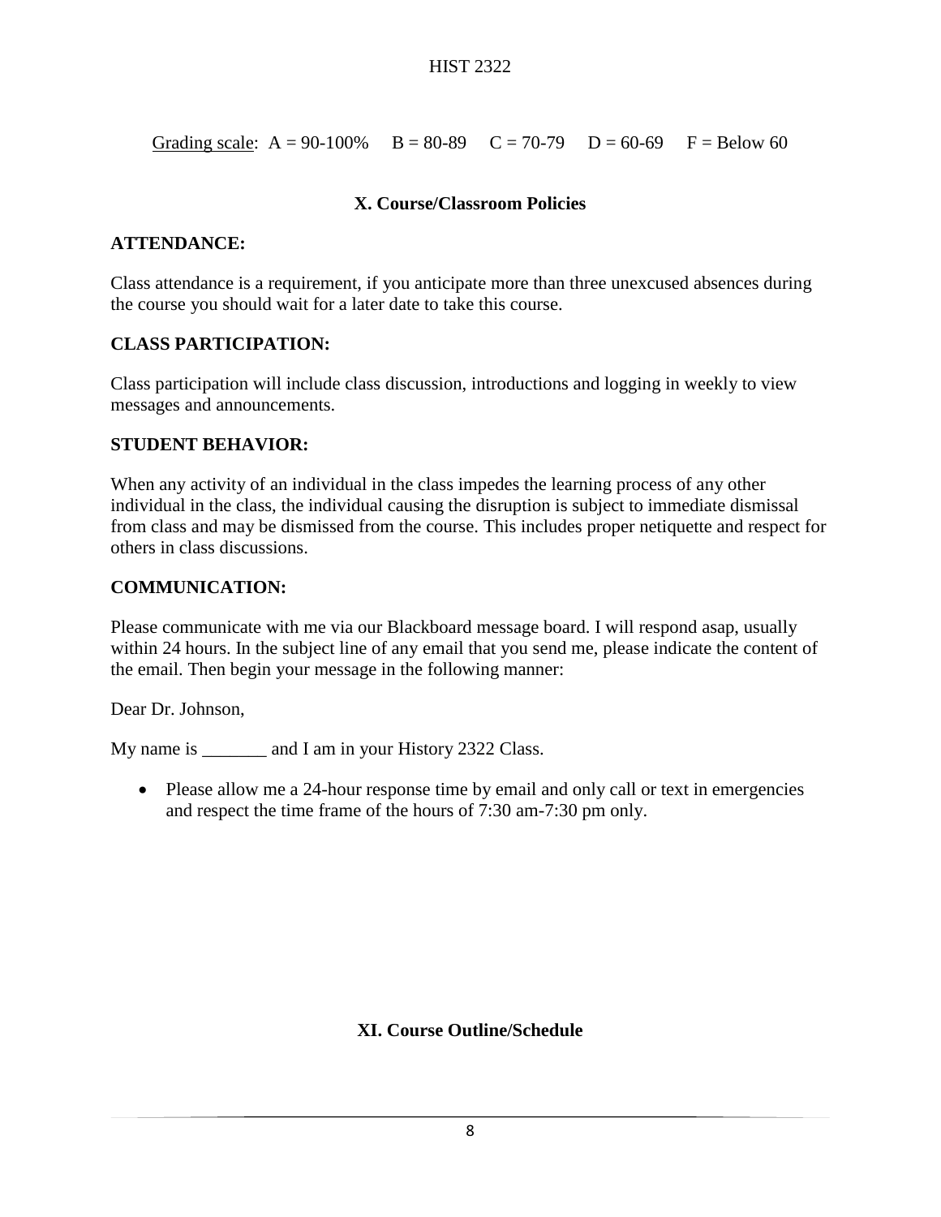Grading scale: A = 90-100%   B = 80-89   C = 70-79   D = 60-69   F = Below 60

## X. Course/Classroom Policies

**ATTENDANCE:**

Class attendance is a requirement, if you anticipate more than three unexcused absences during the course you should wait for a later date to take this course.

**CLASS PARTICIPATION:**

Class participation will include class discussion, introductions and logging in weekly to view messages and announcements.

**STUDENT BEHAVIOR:**

When any activity of an individual in the class impedes the learning process of any other individual in the class, the individual causing the disruption is subject to immediate dismissal from class and may be dismissed from the course. This includes proper netiquette and respect for others in class discussions.

**COMMUNICATION:**

Please communicate with me via our Blackboard message board. I will respond asap, usually within 24 hours. In the subject line of any email that you send me, please indicate the content of the email. Then begin your message in the following manner:

Dear Dr. Johnson,

My name is _______ and I am in your History 2322 Class.

- Please allow me a 24-hour response time by email and only call or text in emergencies and respect the time frame of the hours of 7:30 am-7:30 pm only.

## XI. Course Outline/Schedule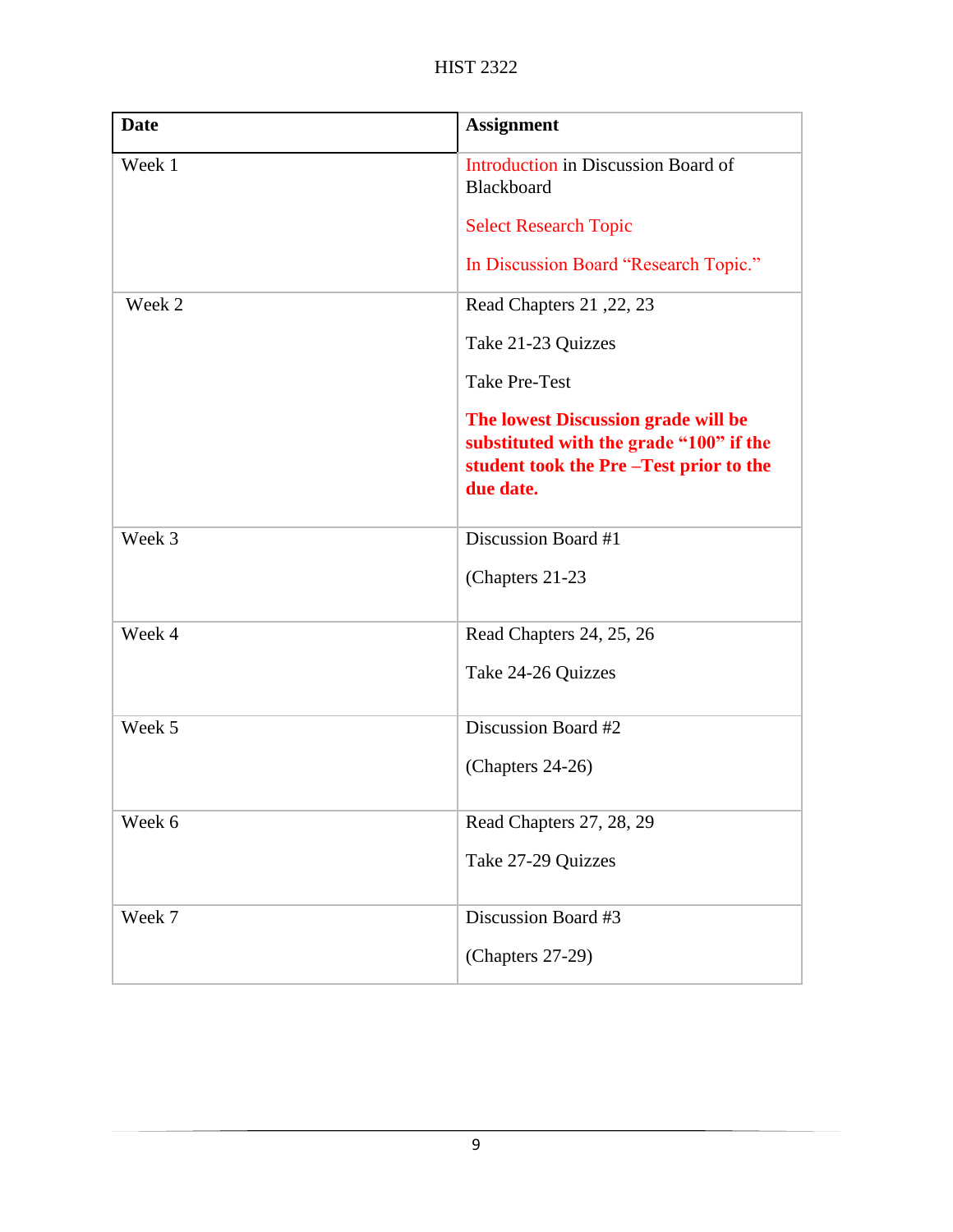| Date | Assignment |
|---|---|
| Week 1 | Introduction in Discussion Board of Blackboard<br><br>Select Research Topic<br><br>In Discussion Board "Research Topic." |
| Week 2 | Read Chapters 21 ,22, 23<br><br>Take 21-23 Quizzes<br><br>Take Pre-Test<br><br>**The lowest Discussion grade will be substituted with the grade "100" if the student took the Pre –Test prior to the due date.** |
| Week 3 | Discussion Board #1<br><br>(Chapters 21-23 |
| Week 4 | Read Chapters 24, 25, 26<br><br>Take 24-26 Quizzes |
| Week 5 | Discussion Board #2<br><br>(Chapters 24-26) |
| Week 6 | Read Chapters 27, 28, 29<br><br>Take 27-29 Quizzes |
| Week 7 | Discussion Board #3<br><br>(Chapters 27-29) |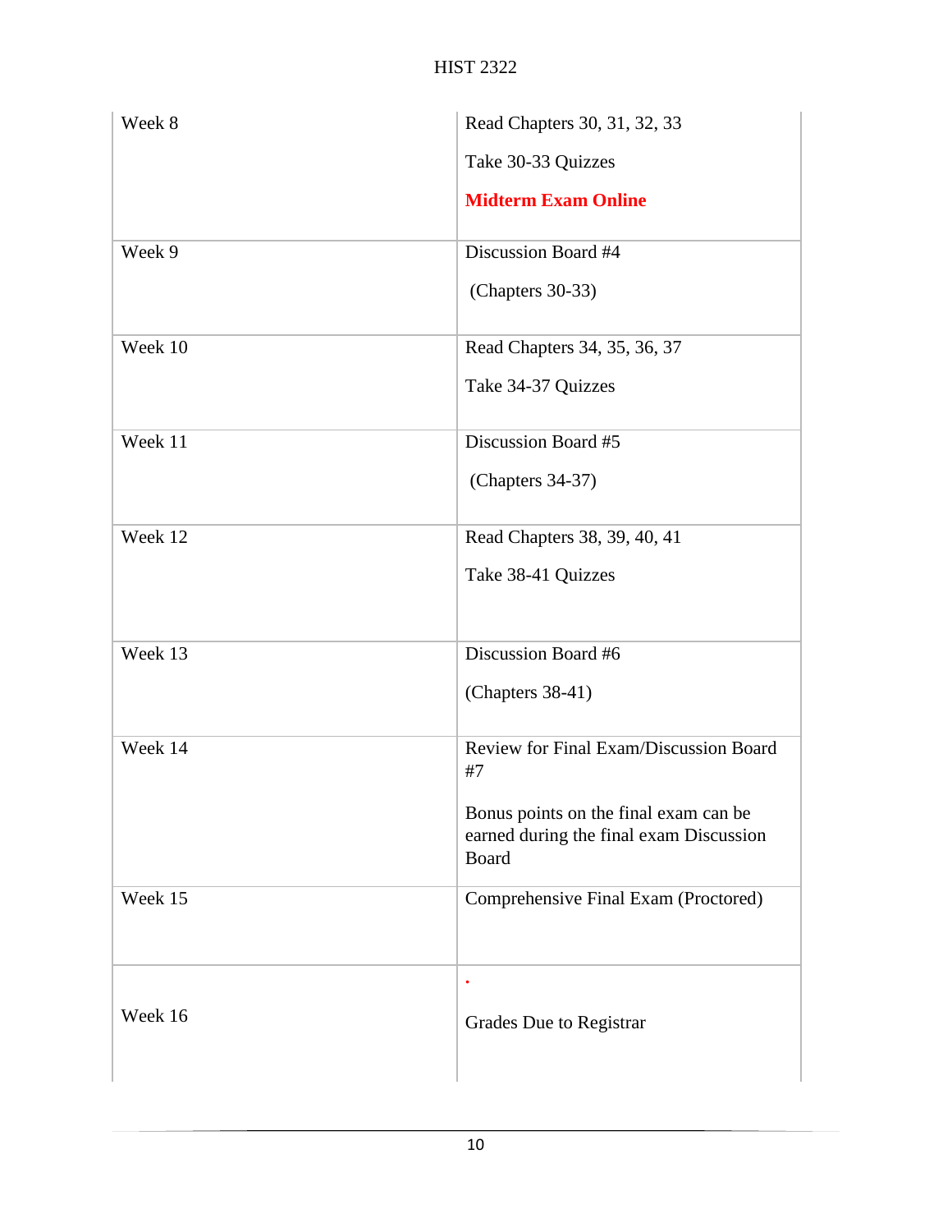| Week 8 | Read Chapters 30, 31, 32, 33<br><br>Take 30-33 Quizzes<br><br>**Midterm Exam Online** |
|---|---|
| Week 9 | Discussion Board #4<br><br>(Chapters 30-33) |
| Week 10 | Read Chapters 34, 35, 36, 37<br><br>Take 34-37 Quizzes |
| Week 11 | Discussion Board #5<br><br>(Chapters 34-37) |
| Week 12 | Read Chapters 38, 39, 40, 41<br><br>Take 38-41 Quizzes |
| Week 13 | Discussion Board #6<br><br>(Chapters 38-41) |
| Week 14 | Review for Final Exam/Discussion Board #7<br><br>Bonus points on the final exam can be earned during the final exam Discussion Board |
| Week 15 | Comprehensive Final Exam (Proctored) |
| Week 16 | Grades Due to Registrar |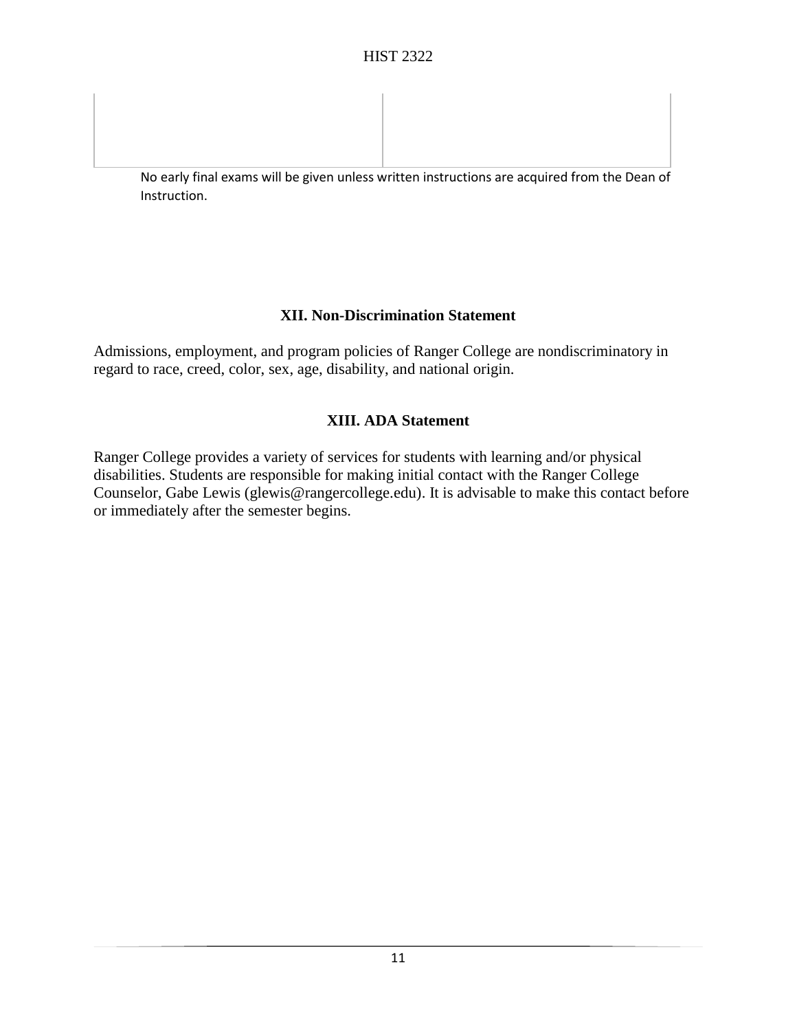No early final exams will be given unless written instructions are acquired from the Dean of Instruction.

## XII. Non-Discrimination Statement

Admissions, employment, and program policies of Ranger College are nondiscriminatory in regard to race, creed, color, sex, age, disability, and national origin.

## XIII. ADA Statement

Ranger College provides a variety of services for students with learning and/or physical disabilities. Students are responsible for making initial contact with the Ranger College Counselor, Gabe Lewis (glewis@rangercollege.edu). It is advisable to make this contact before or immediately after the semester begins.